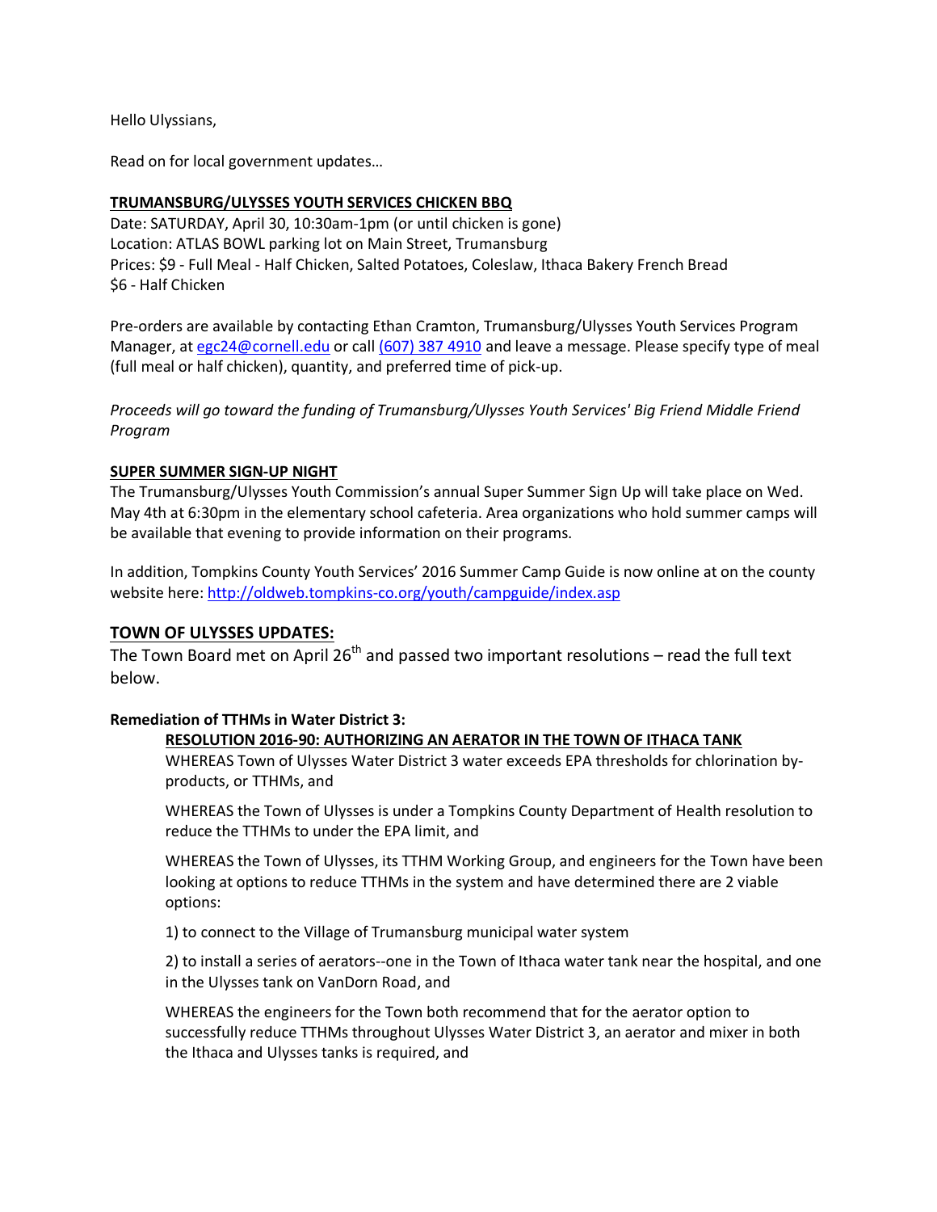Hello Ulyssians,

Read on for local government updates…

**TRUMANSBURG/ULYSSES YOUTH SERVICES CHICKEN BBQ**

Date: SATURDAY, April 30, 10:30am-1pm (or until chicken is gone)
Location: ATLAS BOWL parking lot on Main Street, Trumansburg
Prices: $9 - Full Meal - Half Chicken, Salted Potatoes, Coleslaw, Ithaca Bakery French Bread
$6 - Half Chicken

Pre-orders are available by contacting Ethan Cramton, Trumansburg/Ulysses Youth Services Program Manager, at egc24@cornell.edu or call (607) 387 4910 and leave a message. Please specify type of meal (full meal or half chicken), quantity, and preferred time of pick-up.

*Proceeds will go toward the funding of Trumansburg/Ulysses Youth Services' Big Friend Middle Friend Program*

**SUPER SUMMER SIGN-UP NIGHT**

The Trumansburg/Ulysses Youth Commission's annual Super Summer Sign Up will take place on Wed. May 4th at 6:30pm in the elementary school cafeteria. Area organizations who hold summer camps will be available that evening to provide information on their programs.

In addition, Tompkins County Youth Services' 2016 Summer Camp Guide is now online at on the county website here: http://oldweb.tompkins-co.org/youth/campguide/index.asp

## TOWN OF ULYSSES UPDATES:

The Town Board met on April 26th and passed two important resolutions – read the full text below.

**Remediation of TTHMs in Water District 3:**

**RESOLUTION 2016-90: AUTHORIZING AN AERATOR IN THE TOWN OF ITHACA TANK**

WHEREAS Town of Ulysses Water District 3 water exceeds EPA thresholds for chlorination by-products, or TTHMs, and

WHEREAS the Town of Ulysses is under a Tompkins County Department of Health resolution to reduce the TTHMs to under the EPA limit, and

WHEREAS the Town of Ulysses, its TTHM Working Group, and engineers for the Town have been looking at options to reduce TTHMs in the system and have determined there are 2 viable options:

1) to connect to the Village of Trumansburg municipal water system

2) to install a series of aerators--one in the Town of Ithaca water tank near the hospital, and one in the Ulysses tank on VanDorn Road, and

WHEREAS the engineers for the Town both recommend that for the aerator option to successfully reduce TTHMs throughout Ulysses Water District 3, an aerator and mixer in both the Ithaca and Ulysses tanks is required, and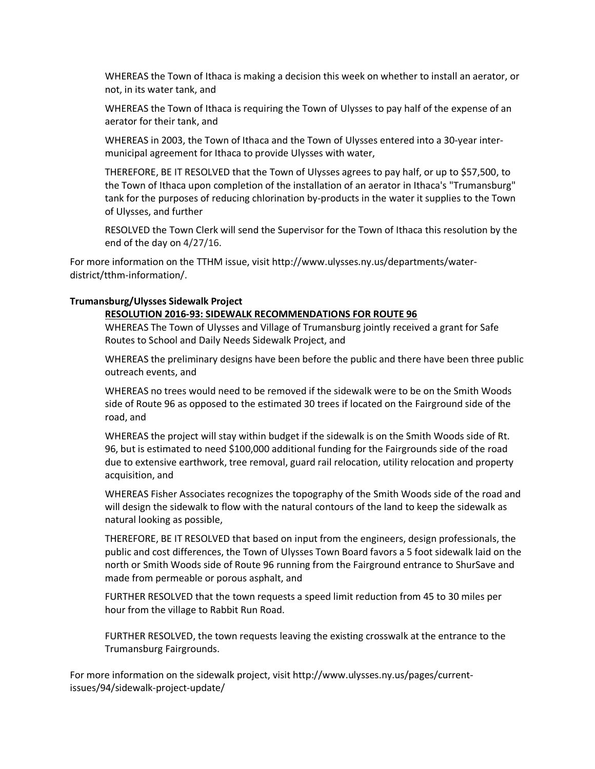WHEREAS the Town of Ithaca is making a decision this week on whether to install an aerator, or not, in its water tank, and

WHEREAS the Town of Ithaca is requiring the Town of Ulysses to pay half of the expense of an aerator for their tank, and

WHEREAS in 2003, the Town of Ithaca and the Town of Ulysses entered into a 30-year inter-municipal agreement for Ithaca to provide Ulysses with water,

THEREFORE, BE IT RESOLVED that the Town of Ulysses agrees to pay half, or up to $57,500, to the Town of Ithaca upon completion of the installation of an aerator in Ithaca's "Trumansburg" tank for the purposes of reducing chlorination by-products in the water it supplies to the Town of Ulysses, and further

RESOLVED the Town Clerk will send the Supervisor for the Town of Ithaca this resolution by the end of the day on 4/27/16.

For more information on the TTHM issue, visit http://www.ulysses.ny.us/departments/water-district/tthm-information/.

**Trumansburg/Ulysses Sidewalk Project**

**RESOLUTION 2016-93: SIDEWALK RECOMMENDATIONS FOR ROUTE 96**

WHEREAS The Town of Ulysses and Village of Trumansburg jointly received a grant for Safe Routes to School and Daily Needs Sidewalk Project, and

WHEREAS the preliminary designs have been before the public and there have been three public outreach events, and

WHEREAS no trees would need to be removed if the sidewalk were to be on the Smith Woods side of Route 96 as opposed to the estimated 30 trees if located on the Fairground side of the road, and

WHEREAS the project will stay within budget if the sidewalk is on the Smith Woods side of Rt. 96, but is estimated to need $100,000 additional funding for the Fairgrounds side of the road due to extensive earthwork, tree removal, guard rail relocation, utility relocation and property acquisition, and

WHEREAS Fisher Associates recognizes the topography of the Smith Woods side of the road and will design the sidewalk to flow with the natural contours of the land to keep the sidewalk as natural looking as possible,

THEREFORE, BE IT RESOLVED that based on input from the engineers, design professionals, the public and cost differences, the Town of Ulysses Town Board favors a 5 foot sidewalk laid on the north or Smith Woods side of Route 96 running from the Fairground entrance to ShurSave and made from permeable or porous asphalt, and

FURTHER RESOLVED that the town requests a speed limit reduction from 45 to 30 miles per hour from the village to Rabbit Run Road.

FURTHER RESOLVED, the town requests leaving the existing crosswalk at the entrance to the Trumansburg Fairgrounds.

For more information on the sidewalk project, visit http://www.ulysses.ny.us/pages/current-issues/94/sidewalk-project-update/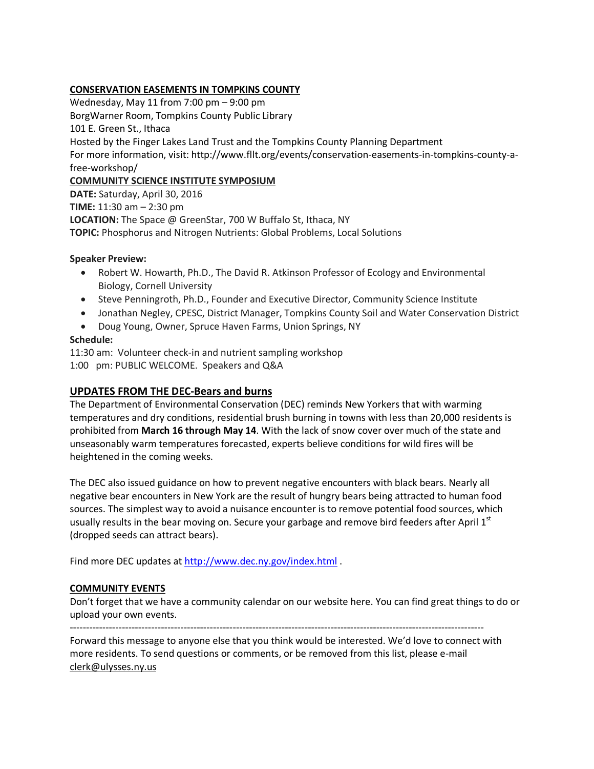**CONSERVATION EASEMENTS IN TOMPKINS COUNTY**

Wednesday, May 11 from 7:00 pm – 9:00 pm
BorgWarner Room, Tompkins County Public Library
101 E. Green St., Ithaca
Hosted by the Finger Lakes Land Trust and the Tompkins County Planning Department
For more information, visit: http://www.fllt.org/events/conservation-easements-in-tompkins-county-a-free-workshop/

**COMMUNITY SCIENCE INSTITUTE SYMPOSIUM**

**DATE:** Saturday, April 30, 2016
**TIME:** 11:30 am – 2:30 pm
**LOCATION:** The Space @ GreenStar, 700 W Buffalo St, Ithaca, NY
**TOPIC:** Phosphorus and Nitrogen Nutrients: Global Problems, Local Solutions

**Speaker Preview:**

- Robert W. Howarth, Ph.D., The David R. Atkinson Professor of Ecology and Environmental Biology, Cornell University
- Steve Penningroth, Ph.D., Founder and Executive Director, Community Science Institute
- Jonathan Negley, CPESC, District Manager, Tompkins County Soil and Water Conservation District
- Doug Young, Owner, Spruce Haven Farms, Union Springs, NY

**Schedule:**

11:30 am: Volunteer check-in and nutrient sampling workshop
1:00 pm: PUBLIC WELCOME. Speakers and Q&A

## UPDATES FROM THE DEC-Bears and burns

The Department of Environmental Conservation (DEC) reminds New Yorkers that with warming temperatures and dry conditions, residential brush burning in towns with less than 20,000 residents is prohibited from **March 16 through May 14**. With the lack of snow cover over much of the state and unseasonably warm temperatures forecasted, experts believe conditions for wild fires will be heightened in the coming weeks.

The DEC also issued guidance on how to prevent negative encounters with black bears. Nearly all negative bear encounters in New York are the result of hungry bears being attracted to human food sources. The simplest way to avoid a nuisance encounter is to remove potential food sources, which usually results in the bear moving on. Secure your garbage and remove bird feeders after April 1st (dropped seeds can attract bears).

Find more DEC updates at http://www.dec.ny.gov/index.html .

**COMMUNITY EVENTS**

Don't forget that we have a community calendar on our website here. You can find great things to do or upload your own events.

---

Forward this message to anyone else that you think would be interested. We'd love to connect with more residents. To send questions or comments, or be removed from this list, please e-mail clerk@ulysses.ny.us